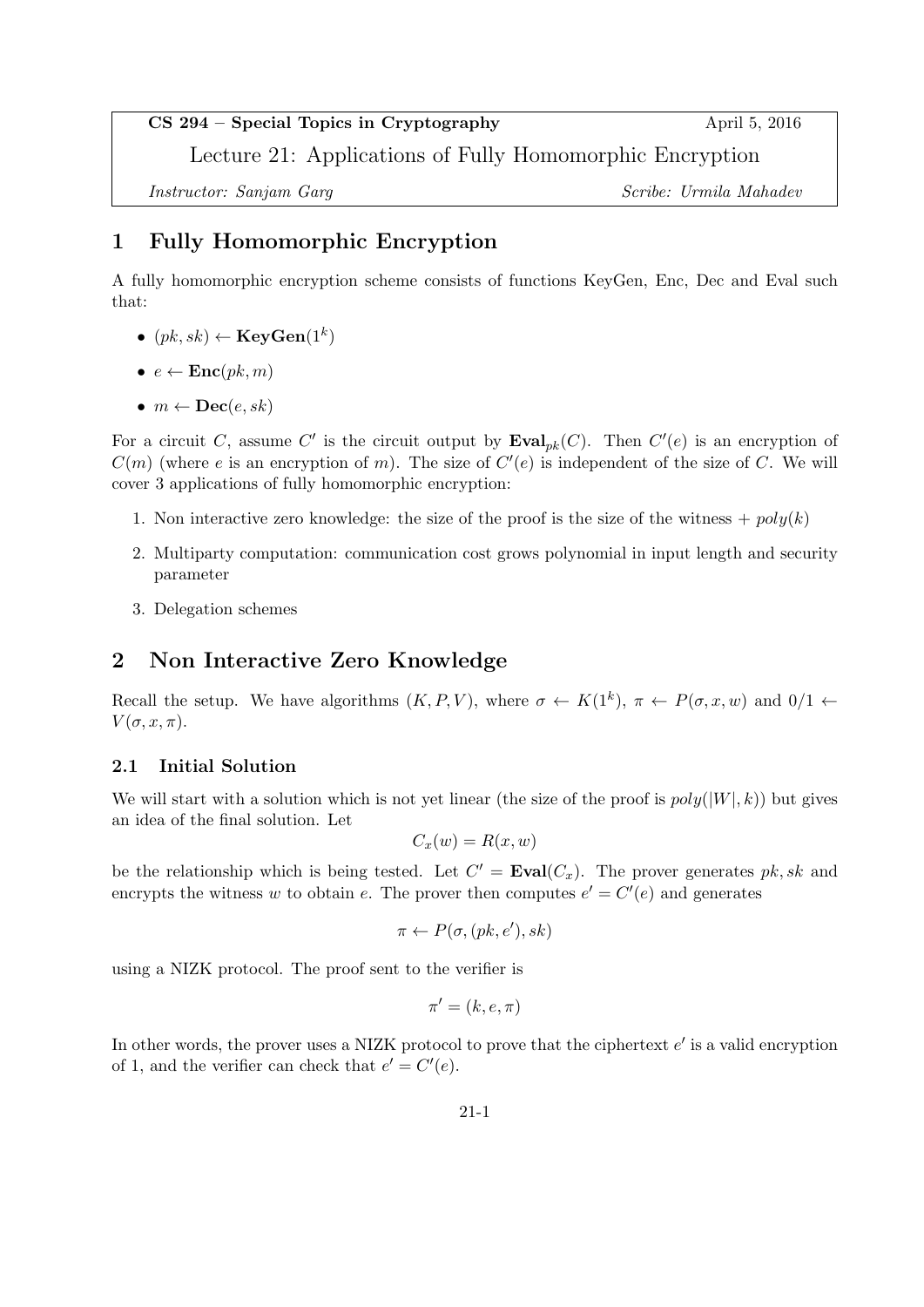CS 294 – Special Topics in Cryptography — April 5, 2016

Lecture 21: Applications of Fully Homomorphic Encryption

*Instructor: Sanjam Garg* — *Scribe: Urmila Mahadev*

# 1 Fully Homomorphic Encryption

A fully homomorphic encryption scheme consists of functions KeyGen, Enc, Dec and Eval such that:

- $(pk, sk) \leftarrow \textbf{KeyGen}(1^k)$
- $e \leftarrow \textbf{Enc}(pk, m)$
- $m \leftarrow \textbf{Dec}(e, sk)$

For a circuit $C$, assume $C'$ is the circuit output by $\textbf{Eval}_{pk}(C)$. Then $C'(e)$ is an encryption of $C(m)$ (where $e$ is an encryption of $m$). The size of $C'(e)$ is independent of the size of $C$. We will cover 3 applications of fully homomorphic encryption:

1. Non interactive zero knowledge: the size of the proof is the size of the witness + $poly(k)$
2. Multiparty computation: communication cost grows polynomial in input length and security parameter
3. Delegation schemes

# 2 Non Interactive Zero Knowledge

Recall the setup. We have algorithms $(K, P, V)$, where $\sigma \leftarrow K(1^k)$, $\pi \leftarrow P(\sigma, x, w)$ and $0/1 \leftarrow V(\sigma, x, \pi)$.

## 2.1 Initial Solution

We will start with a solution which is not yet linear (the size of the proof is $poly(|W|, k)$) but gives an idea of the final solution. Let

$$C_x(w) = R(x, w)$$

be the relationship which is being tested. Let $C' = \textbf{Eval}(C_x)$. The prover generates $pk, sk$ and encrypts the witness $w$ to obtain $e$. The prover then computes $e' = C'(e)$ and generates

$$\pi \leftarrow P(\sigma, (pk, e'), sk)$$

using a NIZK protocol. The proof sent to the verifier is

$$\pi' = (k, e, \pi)$$

In other words, the prover uses a NIZK protocol to prove that the ciphertext $e'$ is a valid encryption of 1, and the verifier can check that $e' = C'(e)$.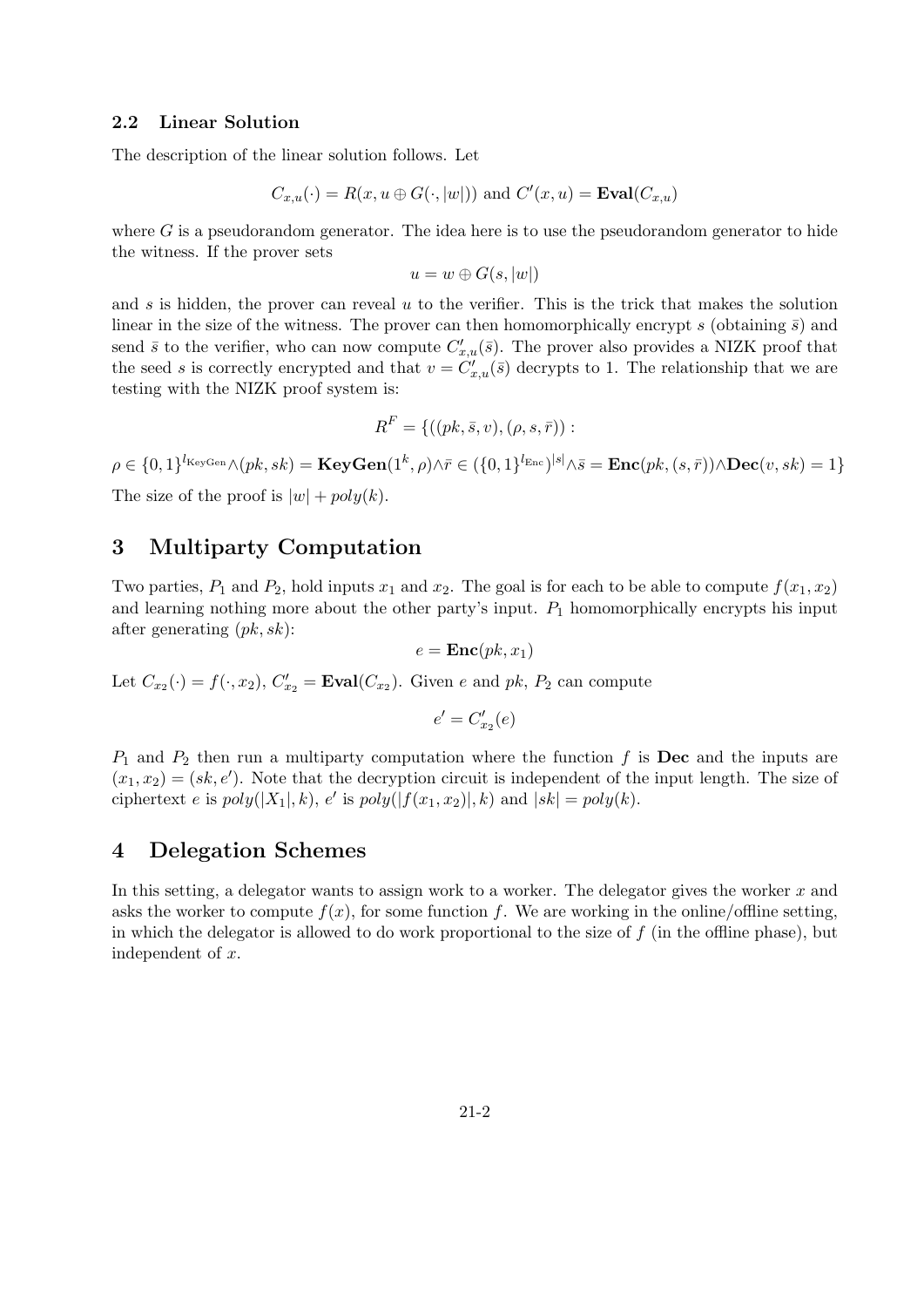### 2.2 Linear Solution

The description of the linear solution follows. Let

$$C_{x,u}(\cdot) = R(x, u \oplus G(\cdot, |w|)) \text{ and } C'(x,u) = \mathbf{Eval}(C_{x,u})$$

where $G$ is a pseudorandom generator. The idea here is to use the pseudorandom generator to hide the witness. If the prover sets

$$u = w \oplus G(s, |w|)$$

and $s$ is hidden, the prover can reveal $u$ to the verifier. This is the trick that makes the solution linear in the size of the witness. The prover can then homomorphically encrypt $s$ (obtaining $\bar{s}$) and send $\bar{s}$ to the verifier, who can now compute $C'_{x,u}(\bar{s})$. The prover also provides a NIZK proof that the seed $s$ is correctly encrypted and that $v = C'_{x,u}(\bar{s})$ decrypts to 1. The relationship that we are testing with the NIZK proof system is:

$$R^F = \{((pk, \bar{s}, v), (\rho, s, \bar{r})) :$$

$$\rho \in \{0,1\}^{l_{\text{KeyGen}}} \wedge (pk, sk) = \mathbf{KeyGen}(1^k, \rho) \wedge \bar{r} \in (\{0,1\}^{l_{\text{Enc}}})^{|s|} \wedge \bar{s} = \mathbf{Enc}(pk, (s, \bar{r})) \wedge \mathbf{Dec}(v, sk) = 1\}$$

The size of the proof is $|w| + poly(k)$.

## 3 Multiparty Computation

Two parties, $P_1$ and $P_2$, hold inputs $x_1$ and $x_2$. The goal is for each to be able to compute $f(x_1, x_2)$ and learning nothing more about the other party's input. $P_1$ homomorphically encrypts his input after generating $(pk, sk)$:

$$e = \mathbf{Enc}(pk, x_1)$$

Let $C_{x_2}(\cdot) = f(\cdot, x_2)$, $C'_{x_2} = \mathbf{Eval}(C_{x_2})$. Given $e$ and $pk$, $P_2$ can compute

$$e' = C'_{x_2}(e)$$

$P_1$ and $P_2$ then run a multiparty computation where the function $f$ is **Dec** and the inputs are $(x_1, x_2) = (sk, e')$. Note that the decryption circuit is independent of the input length. The size of ciphertext $e$ is $poly(|X_1|, k)$, $e'$ is $poly(|f(x_1, x_2)|, k)$ and $|sk| = poly(k)$.

## 4 Delegation Schemes

In this setting, a delegator wants to assign work to a worker. The delegator gives the worker $x$ and asks the worker to compute $f(x)$, for some function $f$. We are working in the online/offline setting, in which the delegator is allowed to do work proportional to the size of $f$ (in the offline phase), but independent of $x$.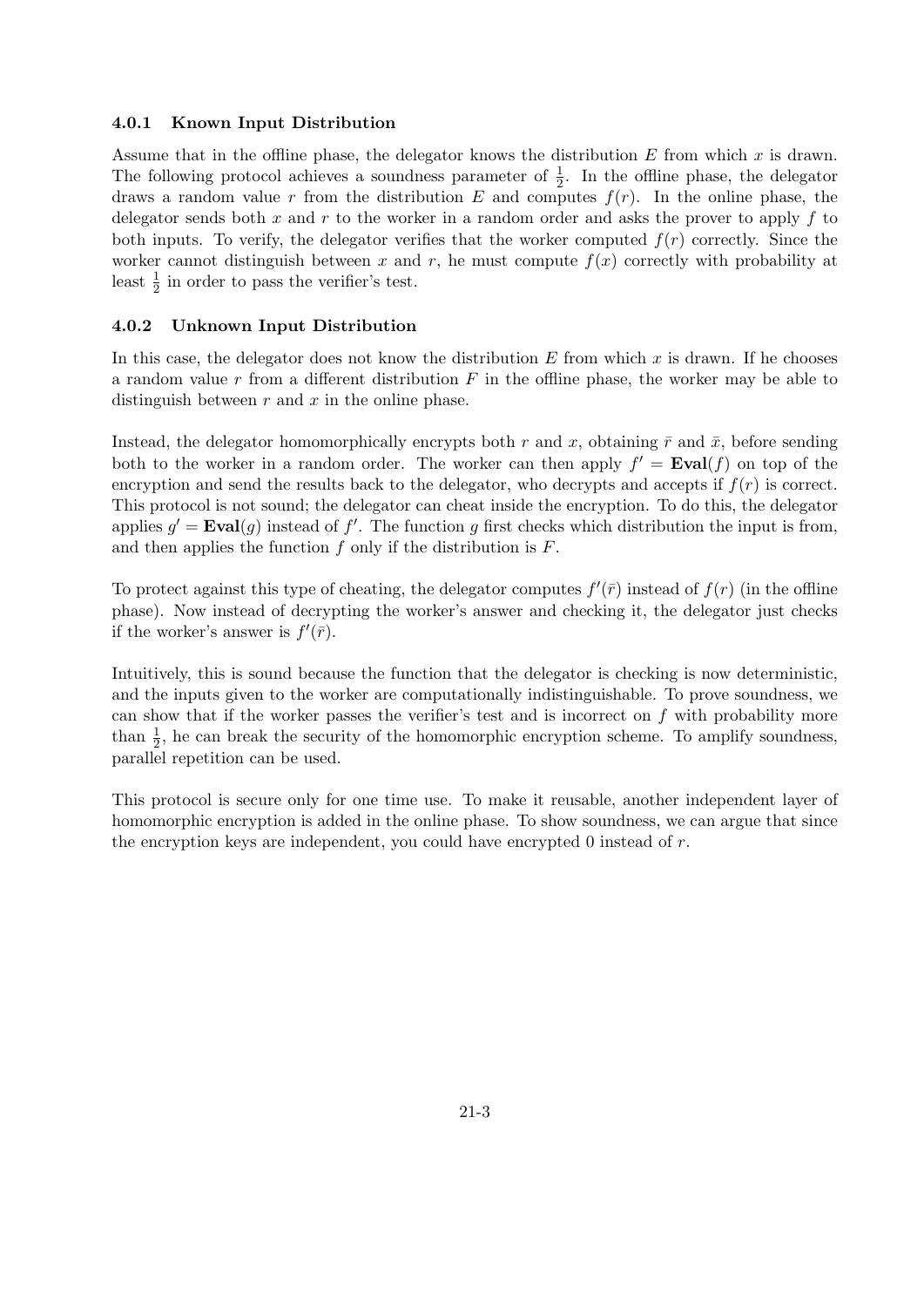#### 4.0.1 Known Input Distribution

Assume that in the offline phase, the delegator knows the distribution $E$ from which $x$ is drawn. The following protocol achieves a soundness parameter of $\frac{1}{2}$. In the offline phase, the delegator draws a random value $r$ from the distribution $E$ and computes $f(r)$. In the online phase, the delegator sends both $x$ and $r$ to the worker in a random order and asks the prover to apply $f$ to both inputs. To verify, the delegator verifies that the worker computed $f(r)$ correctly. Since the worker cannot distinguish between $x$ and $r$, he must compute $f(x)$ correctly with probability at least $\frac{1}{2}$ in order to pass the verifier's test.

#### 4.0.2 Unknown Input Distribution

In this case, the delegator does not know the distribution $E$ from which $x$ is drawn. If he chooses a random value $r$ from a different distribution $F$ in the offline phase, the worker may be able to distinguish between $r$ and $x$ in the online phase.

Instead, the delegator homomorphically encrypts both $r$ and $x$, obtaining $\bar{r}$ and $\bar{x}$, before sending both to the worker in a random order. The worker can then apply $f' = \mathbf{Eval}(f)$ on top of the encryption and send the results back to the delegator, who decrypts and accepts if $f(r)$ is correct. This protocol is not sound; the delegator can cheat inside the encryption. To do this, the delegator applies $g' = \mathbf{Eval}(g)$ instead of $f'$. The function $g$ first checks which distribution the input is from, and then applies the function $f$ only if the distribution is $F$.

To protect against this type of cheating, the delegator computes $f'(\bar{r})$ instead of $f(r)$ (in the offline phase). Now instead of decrypting the worker's answer and checking it, the delegator just checks if the worker's answer is $f'(\bar{r})$.

Intuitively, this is sound because the function that the delegator is checking is now deterministic, and the inputs given to the worker are computationally indistinguishable. To prove soundness, we can show that if the worker passes the verifier's test and is incorrect on $f$ with probability more than $\frac{1}{2}$, he can break the security of the homomorphic encryption scheme. To amplify soundness, parallel repetition can be used.

This protocol is secure only for one time use. To make it reusable, another independent layer of homomorphic encryption is added in the online phase. To show soundness, we can argue that since the encryption keys are independent, you could have encrypted 0 instead of $r$.